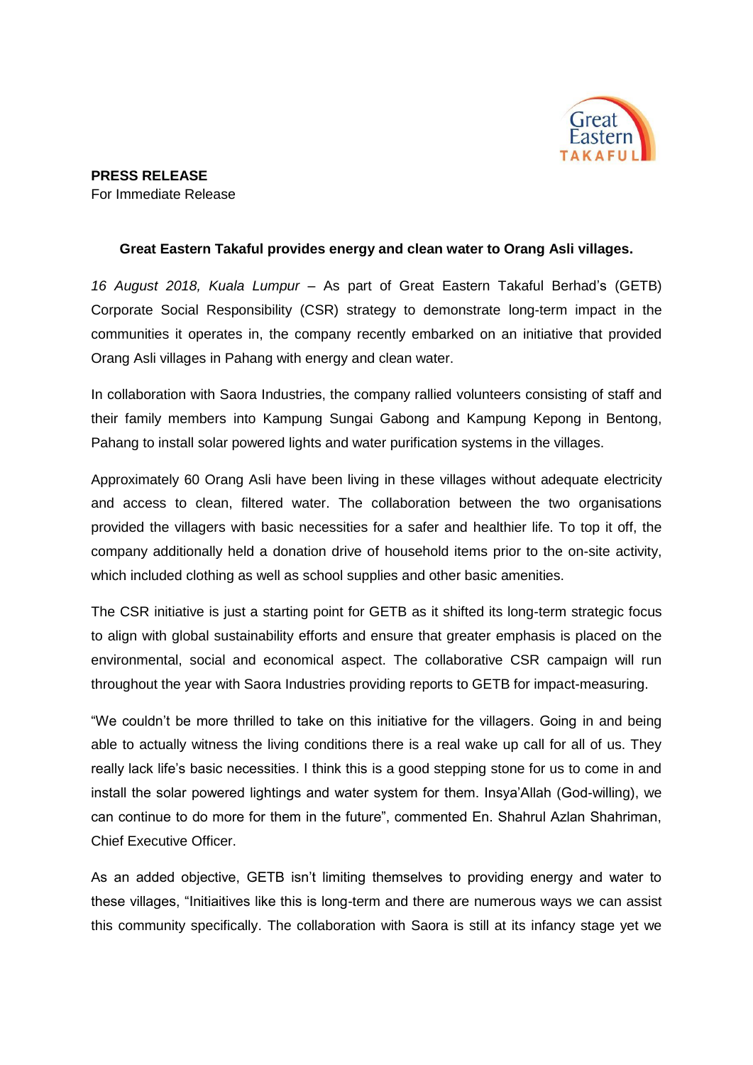**PRESS RELEASE**
For Immediate Release

**Great Eastern Takaful provides energy and clean water to Orang Asli villages.**

*16 August 2018, Kuala Lumpur* – As part of Great Eastern Takaful Berhad's (GETB) Corporate Social Responsibility (CSR) strategy to demonstrate long-term impact in the communities it operates in, the company recently embarked on an initiative that provided Orang Asli villages in Pahang with energy and clean water.

In collaboration with Saora Industries, the company rallied volunteers consisting of staff and their family members into Kampung Sungai Gabong and Kampung Kepong in Bentong, Pahang to install solar powered lights and water purification systems in the villages.

Approximately 60 Orang Asli have been living in these villages without adequate electricity and access to clean, filtered water. The collaboration between the two organisations provided the villagers with basic necessities for a safer and healthier life. To top it off, the company additionally held a donation drive of household items prior to the on-site activity, which included clothing as well as school supplies and other basic amenities.

The CSR initiative is just a starting point for GETB as it shifted its long-term strategic focus to align with global sustainability efforts and ensure that greater emphasis is placed on the environmental, social and economical aspect. The collaborative CSR campaign will run throughout the year with Saora Industries providing reports to GETB for impact-measuring.

"We couldn't be more thrilled to take on this initiative for the villagers. Going in and being able to actually witness the living conditions there is a real wake up call for all of us. They really lack life's basic necessities. I think this is a good stepping stone for us to come in and install the solar powered lightings and water system for them. Insya'Allah (God-willing), we can continue to do more for them in the future", commented En. Shahrul Azlan Shahriman, Chief Executive Officer.

As an added objective, GETB isn't limiting themselves to providing energy and water to these villages, "Initiaitives like this is long-term and there are numerous ways we can assist this community specifically. The collaboration with Saora is still at its infancy stage yet we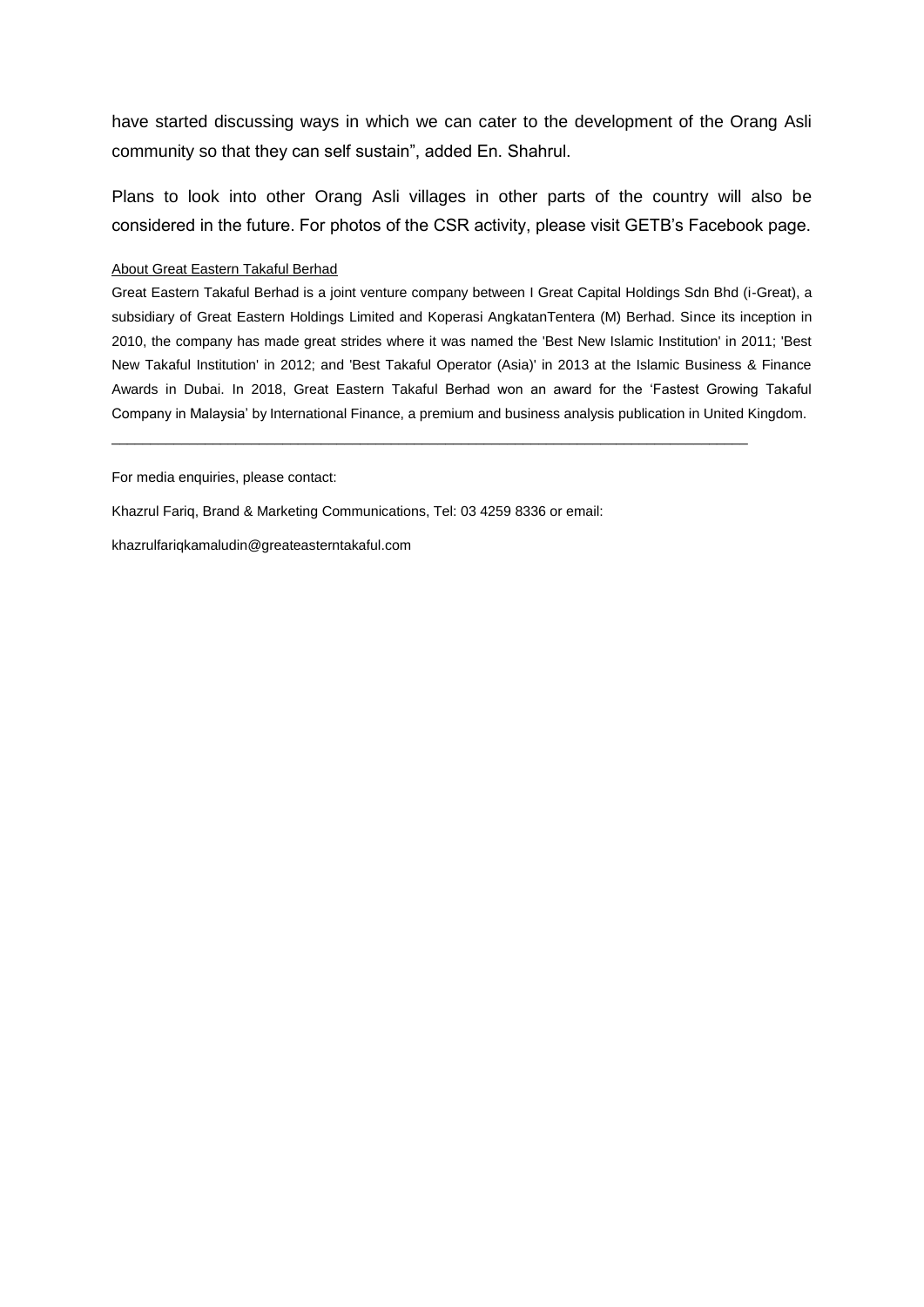have started discussing ways in which we can cater to the development of the Orang Asli community so that they can self sustain", added En. Shahrul.

Plans to look into other Orang Asli villages in other parts of the country will also be considered in the future. For photos of the CSR activity, please visit GETB's Facebook page.

About Great Eastern Takaful Berhad

Great Eastern Takaful Berhad is a joint venture company between I Great Capital Holdings Sdn Bhd (i-Great), a subsidiary of Great Eastern Holdings Limited and Koperasi AngkatanTentera (M) Berhad. Since its inception in 2010, the company has made great strides where it was named the 'Best New Islamic Institution' in 2011; 'Best New Takaful Institution' in 2012; and 'Best Takaful Operator (Asia)' in 2013 at the Islamic Business & Finance Awards in Dubai. In 2018, Great Eastern Takaful Berhad won an award for the 'Fastest Growing Takaful Company in Malaysia' by International Finance, a premium and business analysis publication in United Kingdom.

---

For media enquiries, please contact:

Khazrul Fariq, Brand & Marketing Communications, Tel: 03 4259 8336 or email:

khazrulfariqkamaludin@greateasterntakaful.com